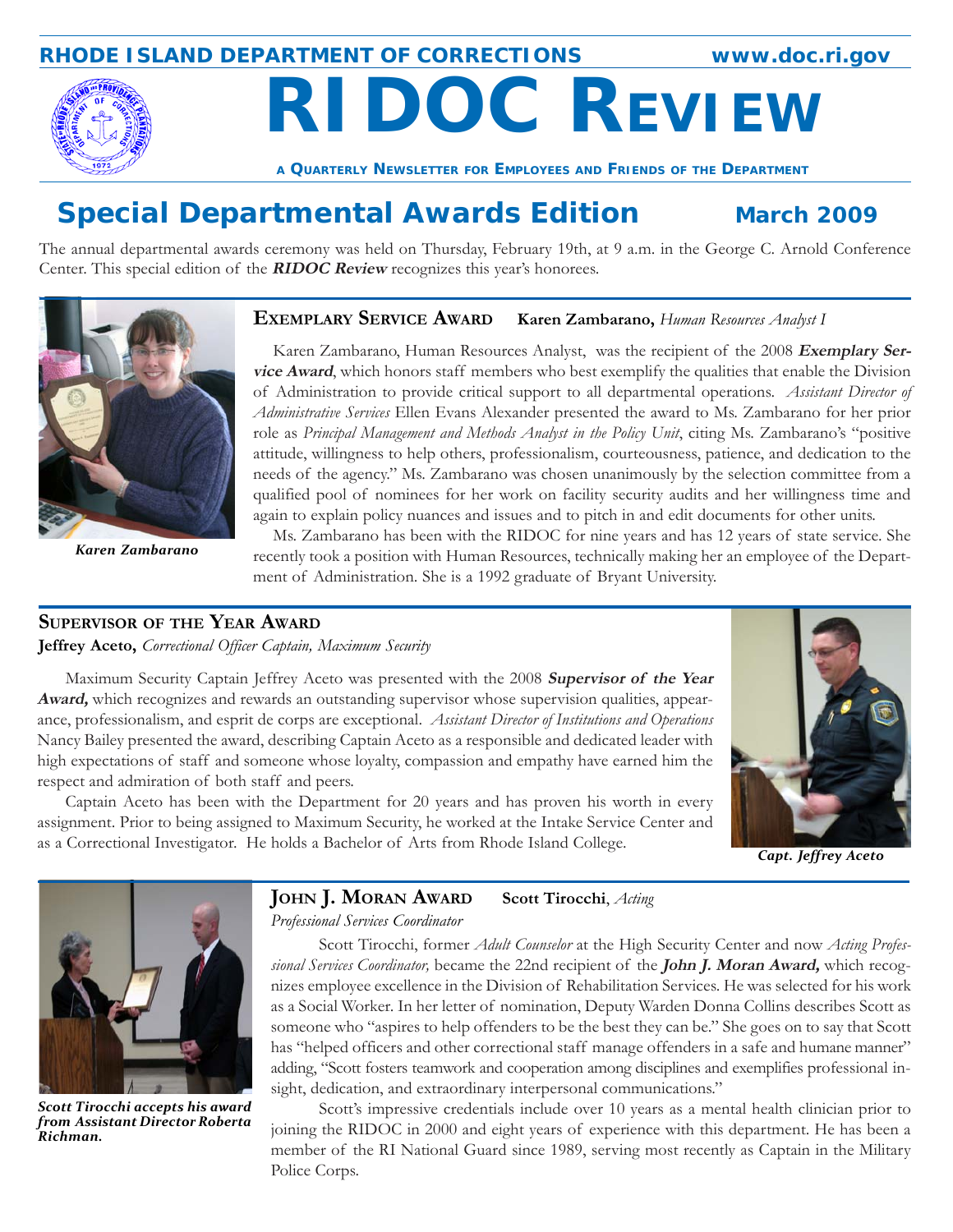RHODE ISLAND DEPARTMENT OF CORRECTIONS www.doc.ri.gov

# RIDOC Review

A Quarterly Newsletter for Employees and Friends of the Department

## Special Departmental Awards Edition — March 2009

The annual departmental awards ceremony was held on Thursday, February 19th, at 9 a.m. in the George C. Arnold Conference Center. This special edition of the ***RIDOC Review*** recognizes this year's honorees.

### Exemplary Service Award — Karen Zambarano, *Human Resources Analyst I*

*Karen Zambarano*

Karen Zambarano, Human Resources Analyst, was the recipient of the 2008 ***Exemplary Service Award***, which honors staff members who best exemplify the qualities that enable the Division of Administration to provide critical support to all departmental operations. *Assistant Director of Administrative Services* Ellen Evans Alexander presented the award to Ms. Zambarano for her prior role as *Principal Management and Methods Analyst in the Policy Unit*, citing Ms. Zambarano's "positive attitude, willingness to help others, professionalism, courteousness, patience, and dedication to the needs of the agency." Ms. Zambarano was chosen unanimously by the selection committee from a qualified pool of nominees for her work on facility security audits and her willingness time and again to explain policy nuances and issues and to pitch in and edit documents for other units.

Ms. Zambarano has been with the RIDOC for nine years and has 12 years of state service. She recently took a position with Human Resources, technically making her an employee of the Department of Administration. She is a 1992 graduate of Bryant University.

### Supervisor of the Year Award

**Jeffrey Aceto,** *Correctional Officer Captain, Maximum Security*

Maximum Security Captain Jeffrey Aceto was presented with the 2008 ***Supervisor of the Year Award,*** which recognizes and rewards an outstanding supervisor whose supervision qualities, appearance, professionalism, and esprit de corps are exceptional. *Assistant Director of Institutions and Operations* Nancy Bailey presented the award, describing Captain Aceto as a responsible and dedicated leader with high expectations of staff and someone whose loyalty, compassion and empathy have earned him the respect and admiration of both staff and peers.

Captain Aceto has been with the Department for 20 years and has proven his worth in every assignment. Prior to being assigned to Maximum Security, he worked at the Intake Service Center and as a Correctional Investigator. He holds a Bachelor of Arts from Rhode Island College.

*Capt. Jeffrey Aceto*

### John J. Moran Award — Scott Tirocchi, *Acting Professional Services Coordinator*

*Scott Tirocchi accepts his award from Assistant Director Roberta Richman.*

Scott Tirocchi, former *Adult Counselor* at the High Security Center and now *Acting Professional Services Coordinator,* became the 22nd recipient of the ***John J. Moran Award,*** which recognizes employee excellence in the Division of Rehabilitation Services. He was selected for his work as a Social Worker. In her letter of nomination, Deputy Warden Donna Collins describes Scott as someone who "aspires to help offenders to be the best they can be." She goes on to say that Scott has "helped officers and other correctional staff manage offenders in a safe and humane manner" adding, "Scott fosters teamwork and cooperation among disciplines and exemplifies professional insight, dedication, and extraordinary interpersonal communications."

Scott's impressive credentials include over 10 years as a mental health clinician prior to joining the RIDOC in 2000 and eight years of experience with this department. He has been a member of the RI National Guard since 1989, serving most recently as Captain in the Military Police Corps.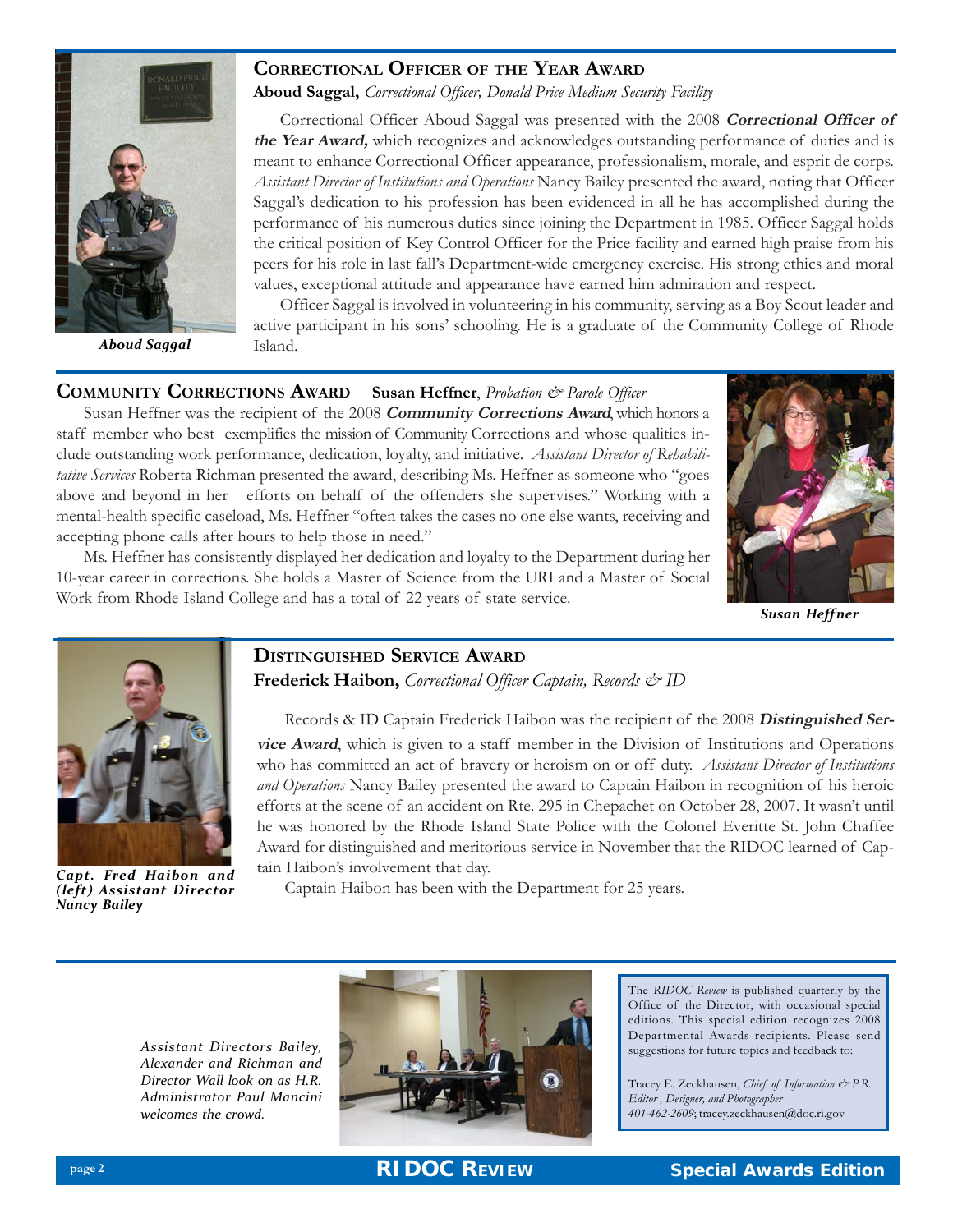## Correctional Officer of the Year Award

**Aboud Saggal,** *Correctional Officer, Donald Price Medium Security Facility*

Correctional Officer Aboud Saggal was presented with the 2008 ***Correctional Officer of the Year Award,*** which recognizes and acknowledges outstanding performance of duties and is meant to enhance Correctional Officer appearance, professionalism, morale, and esprit de corps. *Assistant Director of Institutions and Operations* Nancy Bailey presented the award, noting that Officer Saggal's dedication to his profession has been evidenced in all he has accomplished during the performance of his numerous duties since joining the Department in 1985. Officer Saggal holds the critical position of Key Control Officer for the Price facility and earned high praise from his peers for his role in last fall's Department-wide emergency exercise. His strong ethics and moral values, exceptional attitude and appearance have earned him admiration and respect.

Officer Saggal is involved in volunteering in his community, serving as a Boy Scout leader and active participant in his sons' schooling. He is a graduate of the Community College of Rhode Island.

*Aboud Saggal*

## Community Corrections Award

**Susan Heffner**, *Probation & Parole Officer*

Susan Heffner was the recipient of the 2008 ***Community Corrections Award***, which honors a staff member who best exemplifies the mission of Community Corrections and whose qualities include outstanding work performance, dedication, loyalty, and initiative. *Assistant Director of Rehabilitative Services* Roberta Richman presented the award, describing Ms. Heffner as someone who "goes above and beyond in her efforts on behalf of the offenders she supervises." Working with a mental-health specific caseload, Ms. Heffner "often takes the cases no one else wants, receiving and accepting phone calls after hours to help those in need."

Ms. Heffner has consistently displayed her dedication and loyalty to the Department during her 10-year career in corrections. She holds a Master of Science from the URI and a Master of Social Work from Rhode Island College and has a total of 22 years of state service.

*Susan Heffner*

## Distinguished Service Award

**Frederick Haibon,** *Correctional Officer Captain, Records & ID*

Records & ID Captain Frederick Haibon was the recipient of the 2008 ***Distinguished Service Award***, which is given to a staff member in the Division of Institutions and Operations who has committed an act of bravery or heroism on or off duty. *Assistant Director of Institutions and Operations* Nancy Bailey presented the award to Captain Haibon in recognition of his heroic efforts at the scene of an accident on Rte. 295 in Chepachet on October 28, 2007. It wasn't until he was honored by the Rhode Island State Police with the Colonel Everitte St. John Chaffee Award for distinguished and meritorious service in November that the RIDOC learned of Captain Haibon's involvement that day.

Captain Haibon has been with the Department for 25 years.

*Capt. Fred Haibon and (left) Assistant Director Nancy Bailey*

*Assistant Directors Bailey, Alexander and Richman and Director Wall look on as H.R. Administrator Paul Mancini welcomes the crowd.*

The *RIDOC Review* is published quarterly by the Office of the Director, with occasional special editions. This special edition recognizes 2008 Departmental Awards recipients. Please send suggestions for future topics and feedback to:

Tracey E. Zeckhausen, *Chief of Information & P.R. Editor, Designer, and Photographer*
*401-462-2609*; tracey.zeckhausen@doc.ri.gov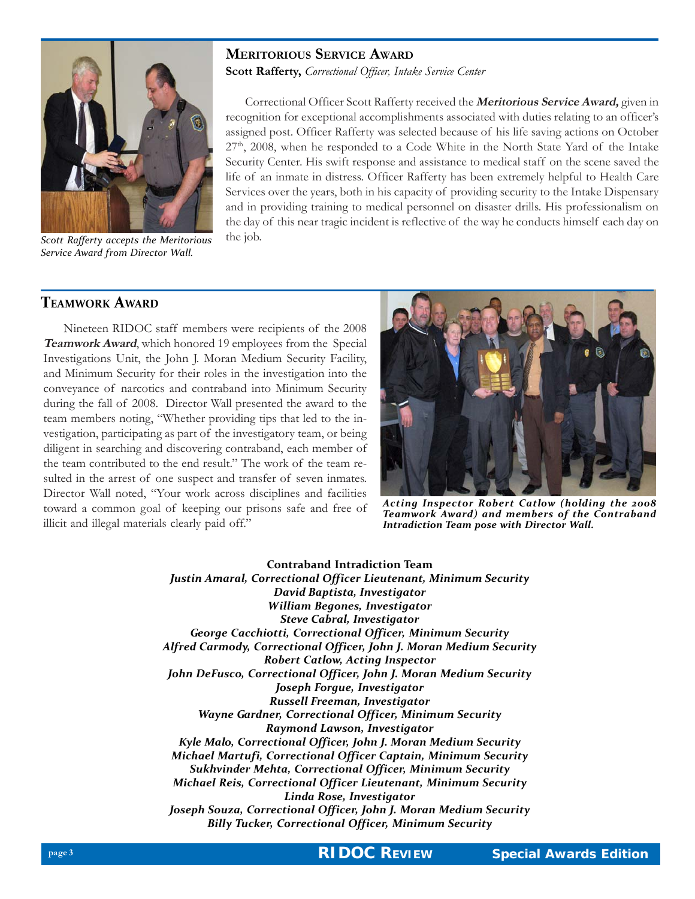## Meritorious Service Award

**Scott Rafferty,** *Correctional Officer, Intake Service Center*

*Scott Rafferty accepts the Meritorious Service Award from Director Wall.*

Correctional Officer Scott Rafferty received the ***Meritorious Service Award,*** given in recognition for exceptional accomplishments associated with duties relating to an officer's assigned post. Officer Rafferty was selected because of his life saving actions on October 27th, 2008, when he responded to a Code White in the North State Yard of the Intake Security Center. His swift response and assistance to medical staff on the scene saved the life of an inmate in distress. Officer Rafferty has been extremely helpful to Health Care Services over the years, both in his capacity of providing security to the Intake Dispensary and in providing training to medical personnel on disaster drills. His professionalism on the day of this near tragic incident is reflective of the way he conducts himself each day on the job.

## Teamwork Award

Nineteen RIDOC staff members were recipients of the 2008 ***Teamwork Award***, which honored 19 employees from the Special Investigations Unit, the John J. Moran Medium Security Facility, and Minimum Security for their roles in the investigation into the conveyance of narcotics and contraband into Minimum Security during the fall of 2008. Director Wall presented the award to the team members noting, "Whether providing tips that led to the investigation, participating as part of the investigatory team, or being diligent in searching and discovering contraband, each member of the team contributed to the end result." The work of the team resulted in the arrest of one suspect and transfer of seven inmates. Director Wall noted, "Your work across disciplines and facilities toward a common goal of keeping our prisons safe and free of illicit and illegal materials clearly paid off."

***Acting Inspector Robert Catlow (holding the 2008 Teamwork Award) and members of the Contraband Intradiction Team pose with Director Wall.***

**Contraband Intradiction Team**

***Justin Amaral, Correctional Officer Lieutenant, Minimum Security***
***David Baptista, Investigator***
***William Begones, Investigator***
***Steve Cabral, Investigator***
***George Cacchiotti, Correctional Officer, Minimum Security***
***Alfred Carmody, Correctional Officer, John J. Moran Medium Security***
***Robert Catlow, Acting Inspector***
***John DeFusco, Correctional Officer, John J. Moran Medium Security***
***Joseph Forgue, Investigator***
***Russell Freeman, Investigator***
***Wayne Gardner, Correctional Officer, Minimum Security***
***Raymond Lawson, Investigator***
***Kyle Malo, Correctional Officer, John J. Moran Medium Security***
***Michael Martufi, Correctional Officer Captain, Minimum Security***
***Sukhvinder Mehta, Correctional Officer, Minimum Security***
***Michael Reis, Correctional Officer Lieutenant, Minimum Security***
***Linda Rose, Investigator***
***Joseph Souza, Correctional Officer, John J. Moran Medium Security***
***Billy Tucker, Correctional Officer, Minimum Security***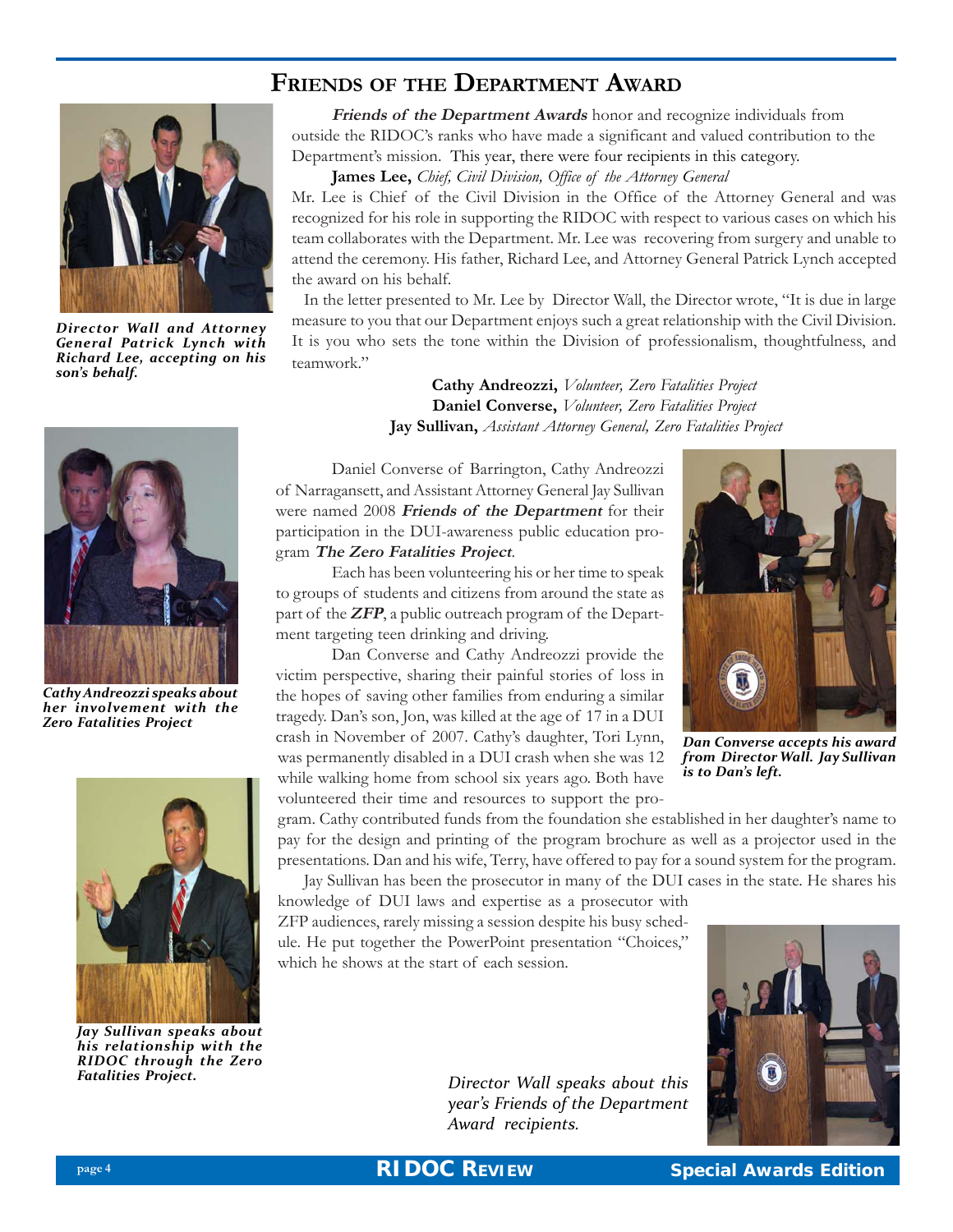# Friends of the Department Award

***Friends of the Department Awards*** honor and recognize individuals from outside the RIDOC's ranks who have made a significant and valued contribution to the Department's mission. This year, there were four recipients in this category.

**James Lee,** *Chief, Civil Division, Office of the Attorney General*

Mr. Lee is Chief of the Civil Division in the Office of the Attorney General and was recognized for his role in supporting the RIDOC with respect to various cases on which his team collaborates with the Department. Mr. Lee was recovering from surgery and unable to attend the ceremony. His father, Richard Lee, and Attorney General Patrick Lynch accepted the award on his behalf.

In the letter presented to Mr. Lee by Director Wall, the Director wrote, "It is due in large measure to you that our Department enjoys such a great relationship with the Civil Division. It is you who sets the tone within the Division of professionalism, thoughtfulness, and teamwork."

***Director Wall and Attorney General Patrick Lynch with Richard Lee, accepting on his son's behalf.***

**Cathy Andreozzi,** *Volunteer, Zero Fatalities Project*
**Daniel Converse,** *Volunteer, Zero Fatalities Project*
**Jay Sullivan,** *Assistant Attorney General, Zero Fatalities Project*

Daniel Converse of Barrington, Cathy Andreozzi of Narragansett, and Assistant Attorney General Jay Sullivan were named 2008 ***Friends of the Department*** for their participation in the DUI-awareness public education program ***The Zero Fatalities Project***.

Each has been volunteering his or her time to speak to groups of students and citizens from around the state as part of the ***ZFP***, a public outreach program of the Department targeting teen drinking and driving.

Dan Converse and Cathy Andreozzi provide the victim perspective, sharing their painful stories of loss in the hopes of saving other families from enduring a similar tragedy. Dan's son, Jon, was killed at the age of 17 in a DUI crash in November of 2007. Cathy's daughter, Tori Lynn, was permanently disabled in a DUI crash when she was 12 while walking home from school six years ago. Both have volunteered their time and resources to support the program. Cathy contributed funds from the foundation she established in her daughter's name to pay for the design and printing of the program brochure as well as a projector used in the presentations. Dan and his wife, Terry, have offered to pay for a sound system for the program.

Jay Sullivan has been the prosecutor in many of the DUI cases in the state. He shares his knowledge of DUI laws and expertise as a prosecutor with ZFP audiences, rarely missing a session despite his busy schedule. He put together the PowerPoint presentation "Choices," which he shows at the start of each session.

***Cathy Andreozzi speaks about her involvement with the Zero Fatalities Project***

***Dan Converse accepts his award from Director Wall. Jay Sullivan is to Dan's left.***

***Jay Sullivan speaks about his relationship with the RIDOC through the Zero Fatalities Project.***

*Director Wall speaks about this year's Friends of the Department Award recipients.*